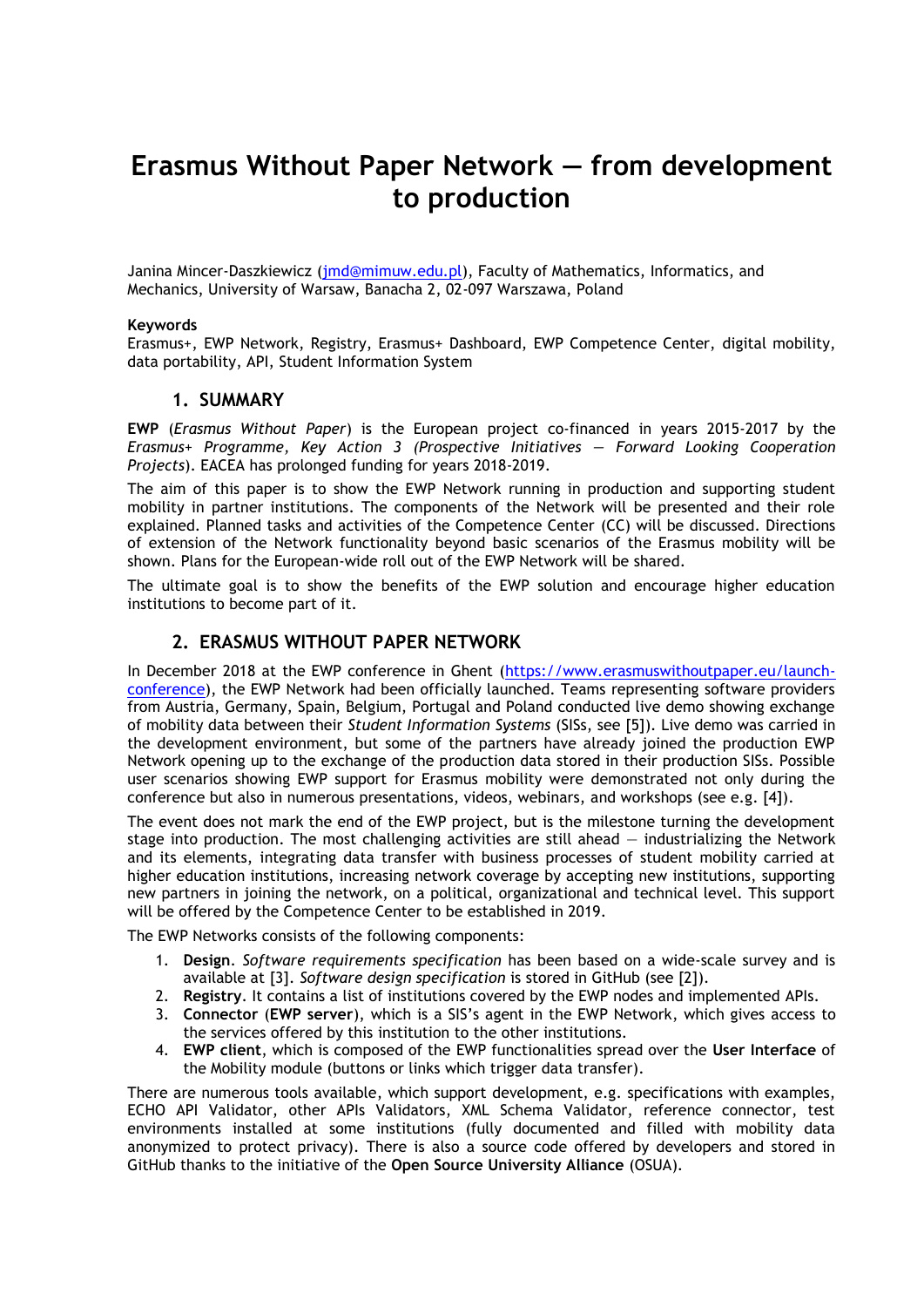# Erasmus Without Paper Network — from development to production

Janina Mincer-Daszkiewicz (jmd@mimuw.edu.pl), Faculty of Mathematics, Informatics, and Mechanics, University of Warsaw, Banacha 2, 02-097 Warszawa, Poland

**Keywords**

Erasmus+, EWP Network, Registry, Erasmus+ Dashboard, EWP Competence Center, digital mobility, data portability, API, Student Information System

## 1. SUMMARY

**EWP** (*Erasmus Without Paper*) is the European project co-financed in years 2015-2017 by the *Erasmus+ Programme, Key Action 3 (Prospective Initiatives — Forward Looking Cooperation Projects*). EACEA has prolonged funding for years 2018-2019.

The aim of this paper is to show the EWP Network running in production and supporting student mobility in partner institutions. The components of the Network will be presented and their role explained. Planned tasks and activities of the Competence Center (CC) will be discussed. Directions of extension of the Network functionality beyond basic scenarios of the Erasmus mobility will be shown. Plans for the European-wide roll out of the EWP Network will be shared.

The ultimate goal is to show the benefits of the EWP solution and encourage higher education institutions to become part of it.

## 2. ERASMUS WITHOUT PAPER NETWORK

In December 2018 at the EWP conference in Ghent (https://www.erasmuswithoutpaper.eu/launch-conference), the EWP Network had been officially launched. Teams representing software providers from Austria, Germany, Spain, Belgium, Portugal and Poland conducted live demo showing exchange of mobility data between their *Student Information Systems* (SISs, see [5]). Live demo was carried in the development environment, but some of the partners have already joined the production EWP Network opening up to the exchange of the production data stored in their production SISs. Possible user scenarios showing EWP support for Erasmus mobility were demonstrated not only during the conference but also in numerous presentations, videos, webinars, and workshops (see e.g. [4]).

The event does not mark the end of the EWP project, but is the milestone turning the development stage into production. The most challenging activities are still ahead — industrializing the Network and its elements, integrating data transfer with business processes of student mobility carried at higher education institutions, increasing network coverage by accepting new institutions, supporting new partners in joining the network, on a political, organizational and technical level. This support will be offered by the Competence Center to be established in 2019.

The EWP Networks consists of the following components:

1. **Design**. *Software requirements specification* has been based on a wide-scale survey and is available at [3]. *Software design specification* is stored in GitHub (see [2]).
2. **Registry**. It contains a list of institutions covered by the EWP nodes and implemented APIs.
3. **Connector** (**EWP server**), which is a SIS's agent in the EWP Network, which gives access to the services offered by this institution to the other institutions.
4. **EWP client**, which is composed of the EWP functionalities spread over the **User Interface** of the Mobility module (buttons or links which trigger data transfer).

There are numerous tools available, which support development, e.g. specifications with examples, ECHO API Validator, other APIs Validators, XML Schema Validator, reference connector, test environments installed at some institutions (fully documented and filled with mobility data anonymized to protect privacy). There is also a source code offered by developers and stored in GitHub thanks to the initiative of the **Open Source University Alliance** (OSUA).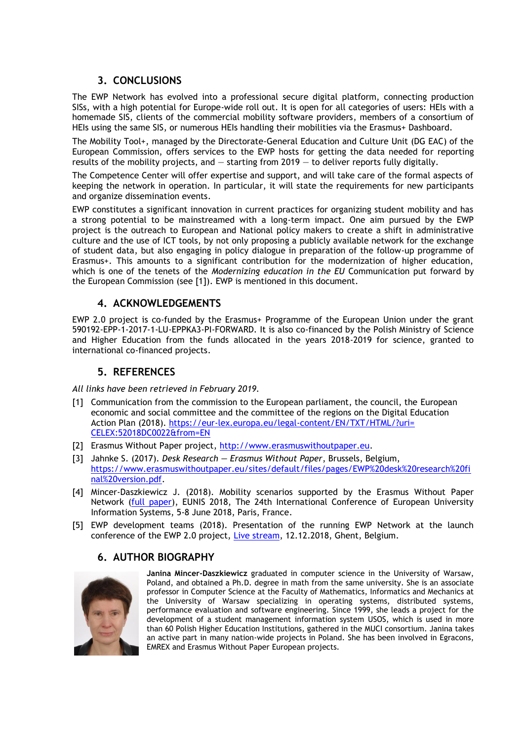## 3. CONCLUSIONS

The EWP Network has evolved into a professional secure digital platform, connecting production SISs, with a high potential for Europe-wide roll out. It is open for all categories of users: HEIs with a homemade SIS, clients of the commercial mobility software providers, members of a consortium of HEIs using the same SIS, or numerous HEIs handling their mobilities via the Erasmus+ Dashboard.

The Mobility Tool+, managed by the Directorate-General Education and Culture Unit (DG EAC) of the European Commission, offers services to the EWP hosts for getting the data needed for reporting results of the mobility projects, and — starting from 2019 — to deliver reports fully digitally.

The Competence Center will offer expertise and support, and will take care of the formal aspects of keeping the network in operation. In particular, it will state the requirements for new participants and organize dissemination events.

EWP constitutes a significant innovation in current practices for organizing student mobility and has a strong potential to be mainstreamed with a long-term impact. One aim pursued by the EWP project is the outreach to European and National policy makers to create a shift in administrative culture and the use of ICT tools, by not only proposing a publicly available network for the exchange of student data, but also engaging in policy dialogue in preparation of the follow-up programme of Erasmus+. This amounts to a significant contribution for the modernization of higher education, which is one of the tenets of the *Modernizing education in the EU* Communication put forward by the European Commission (see [1]). EWP is mentioned in this document.

## 4. ACKNOWLEDGEMENTS

EWP 2.0 project is co-funded by the Erasmus+ Programme of the European Union under the grant 590192-EPP-1-2017-1-LU-EPPKA3-PI-FORWARD. It is also co-financed by the Polish Ministry of Science and Higher Education from the funds allocated in the years 2018-2019 for science, granted to international co-financed projects.

## 5. REFERENCES

*All links have been retrieved in February 2019.*

[1] Communication from the commission to the European parliament, the council, the European economic and social committee and the committee of the regions on the Digital Education Action Plan (2018). https://eur-lex.europa.eu/legal-content/EN/TXT/HTML/?uri=CELEX:52018DC0022&from=EN

[2] Erasmus Without Paper project, http://www.erasmuswithoutpaper.eu.

[3] Jahnke S. (2017). *Desk Research — Erasmus Without Paper*, Brussels, Belgium, https://www.erasmuswithoutpaper.eu/sites/default/files/pages/EWP%20desk%20research%20final%20version.pdf.

[4] Mincer-Daszkiewicz J. (2018). Mobility scenarios supported by the Erasmus Without Paper Network (full paper), EUNIS 2018, The 24th International Conference of European University Information Systems, 5-8 June 2018, Paris, France.

[5] EWP development teams (2018). Presentation of the running EWP Network at the launch conference of the EWP 2.0 project, Live stream, 12.12.2018, Ghent, Belgium.

## 6. AUTHOR BIOGRAPHY

**Janina Mincer-Daszkiewicz** graduated in computer science in the University of Warsaw, Poland, and obtained a Ph.D. degree in math from the same university. She is an associate professor in Computer Science at the Faculty of Mathematics, Informatics and Mechanics at the University of Warsaw specializing in operating systems, distributed systems, performance evaluation and software engineering. Since 1999, she leads a project for the development of a student management information system USOS, which is used in more than 60 Polish Higher Education Institutions, gathered in the MUCI consortium. Janina takes an active part in many nation-wide projects in Poland. She has been involved in Egracons, EMREX and Erasmus Without Paper European projects.